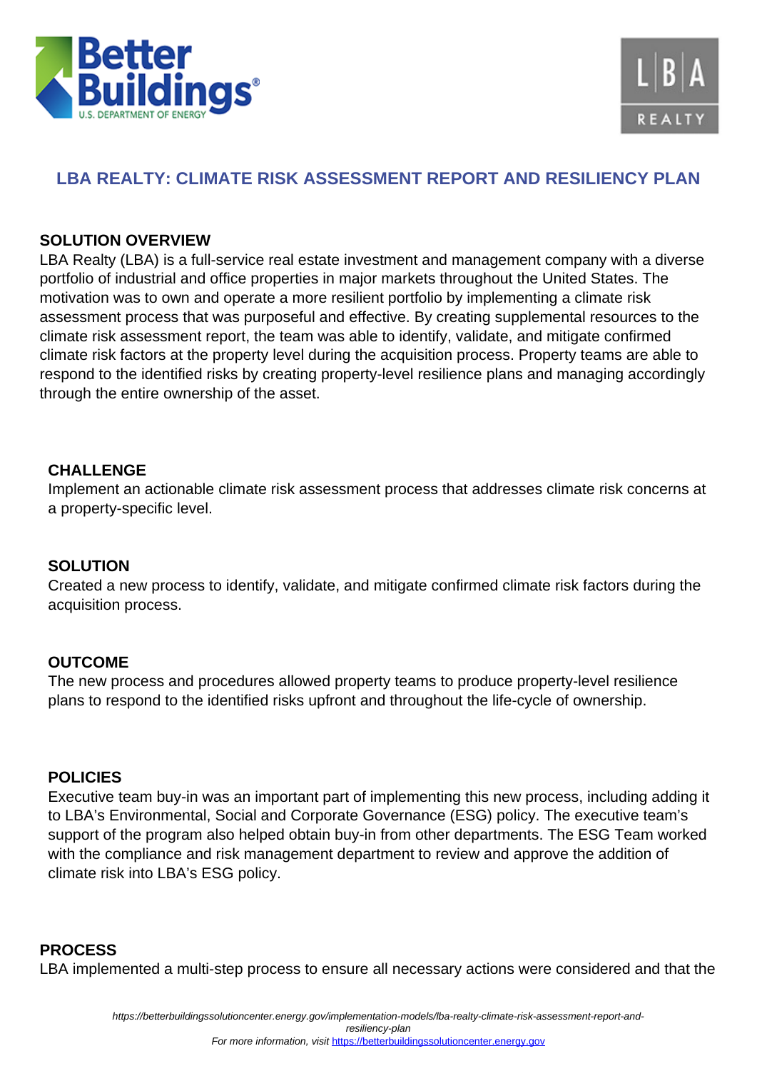# LBA REALTY: CLIMATE RISK ASSESSMENT REPORT AND RESILIENCY PLAN

## SOLUTION OVERVIEW

LBA Realty (LBA) is a full-service real estate investment and management company with a diverse portfolio of industrial and office properties in major markets throughout the United States. The motivation was to own and operate a more resilient portfolio by implementing a climate risk assessment process that was purposeful and effective. By creating supplemental resources to the climate risk assessment report, the team was able to identify, validate, and mitigate confirmed climate risk factors at the property level during the acquisition process. Property teams are able to respond to the identified risks by creating property-level resilience plans and managing accordingly through the entire ownership of the asset.

### CHALLENGE

Implement an actionable climate risk assessment process that addresses climate risk concerns at a property-specific level.

### SOLUTION

Created a new process to identify, validate, and mitigate confirmed climate risk factors during the acquisition process.

### OUTCOME

The new process and procedures allowed property teams to produce property-level resilience plans to respond to the identified risks upfront and throughout the life-cycle of ownership.

### POLICIES

Executive team buy-in was an important part of implementing this new process, including adding it to LBA's Environmental, Social and Corporate Governance (ESG) policy. The executive team's support of the program also helped obtain buy-in from other departments. The ESG Team worked with the compliance and risk management department to review and approve the addition of climate risk into LBA's ESG policy.

## PROCESS

LBA implemented a multi-step process to ensure all necessary actions were considered and that the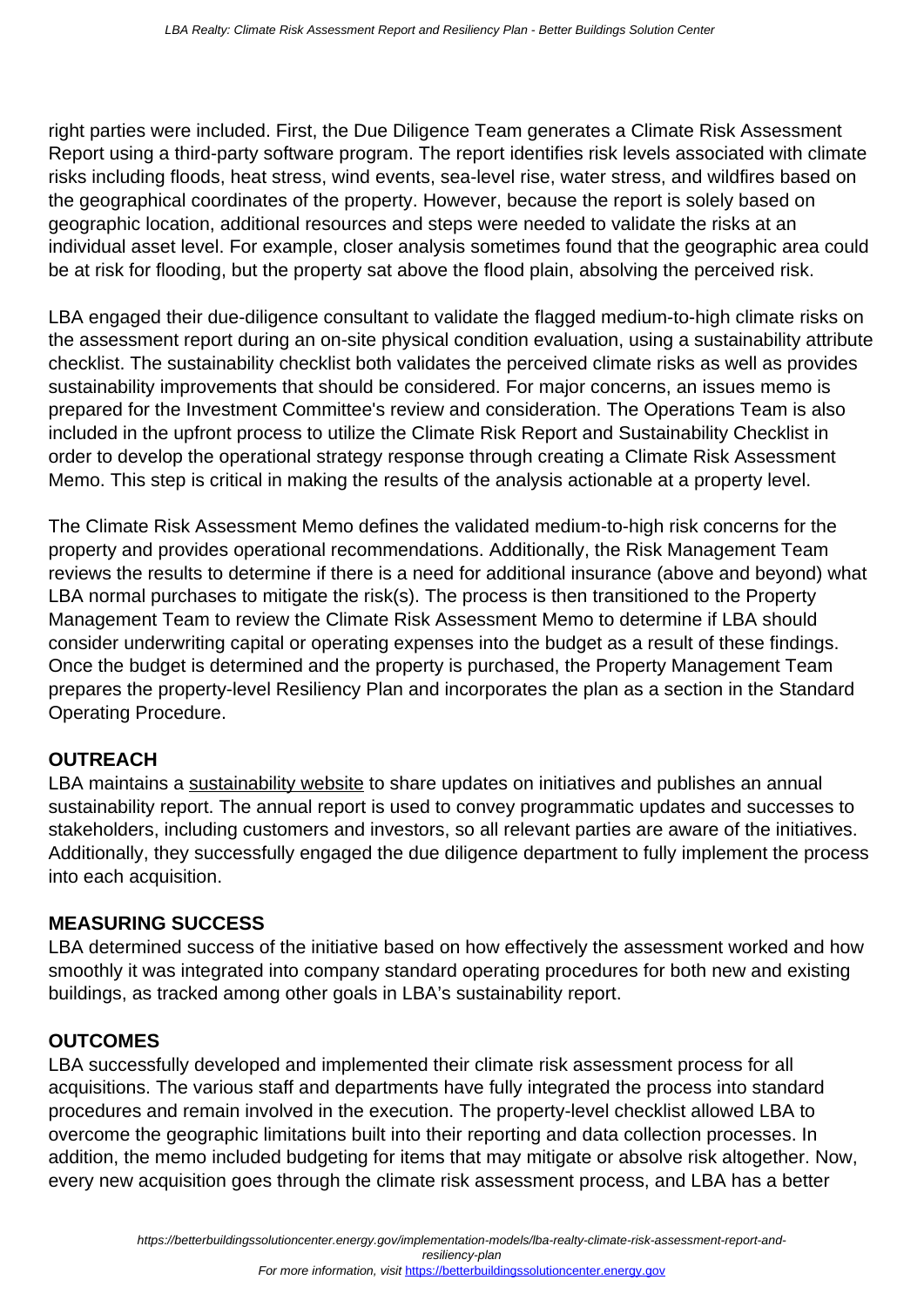right parties were included. First, the Due Diligence Team generates a Climate Risk Assessment Report using a third-party software program. The report identifies risk levels associated with climate risks including floods, heat stress, wind events, sea-level rise, water stress, and wildfires based on the geographical coordinates of the property. However, because the report is solely based on geographic location, additional resources and steps were needed to validate the risks at an individual asset level. For example, closer analysis sometimes found that the geographic area could be at risk for flooding, but the property sat above the flood plain, absolving the perceived risk.

LBA engaged their due-diligence consultant to validate the flagged medium-to-high climate risks on the assessment report during an on-site physical condition evaluation, using a sustainability attribute checklist. The sustainability checklist both validates the perceived climate risks as well as provides sustainability improvements that should be considered. For major concerns, an issues memo is prepared for the Investment Committee's review and consideration. The Operations Team is also included in the upfront process to utilize the Climate Risk Report and Sustainability Checklist in order to develop the operational strategy response through creating a Climate Risk Assessment Memo. This step is critical in making the results of the analysis actionable at a property level.

The Climate Risk Assessment Memo defines the validated medium-to-high risk concerns for the property and provides operational recommendations. Additionally, the Risk Management Team reviews the results to determine if there is a need for additional insurance (above and beyond) what LBA normal purchases to mitigate the risk(s). The process is then transitioned to the Property Management Team to review the Climate Risk Assessment Memo to determine if LBA should consider underwriting capital or operating expenses into the budget as a result of these findings. Once the budget is determined and the property is purchased, the Property Management Team prepares the property-level Resiliency Plan and incorporates the plan as a section in the Standard Operating Procedure.

## OUTREACH

LBA maintains a sustainability website to share updates on initiatives and publishes an annual sustainability report. The annual report is used to convey programmatic updates and successes to stakeholders, including customers and investors, so all relevant parties are aware of the initiatives. Additionally, they successfully engaged the due diligence department to fully implement the process into each acquisition.

## MEASURING SUCCESS

LBA determined success of the initiative based on how effectively the assessment worked and how smoothly it was integrated into company standard operating procedures for both new and existing buildings, as tracked among other goals in LBA's sustainability report.

## OUTCOMES

LBA successfully developed and implemented their climate risk assessment process for all acquisitions. The various staff and departments have fully integrated the process into standard procedures and remain involved in the execution. The property-level checklist allowed LBA to overcome the geographic limitations built into their reporting and data collection processes. In addition, the memo included budgeting for items that may mitigate or absolve risk altogether. Now, every new acquisition goes through the climate risk assessment process, and LBA has a better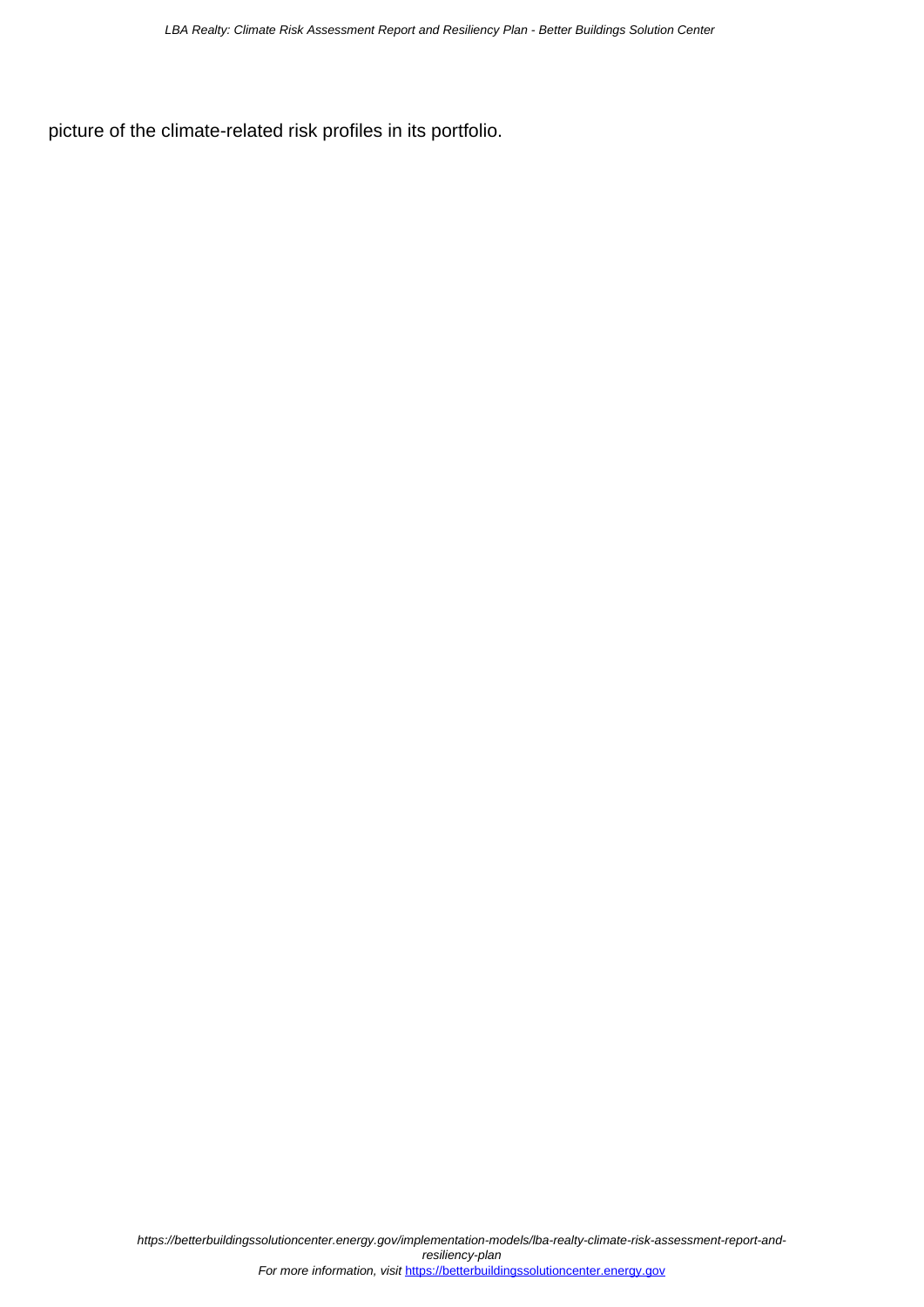picture of the climate-related risk profiles in its portfolio.